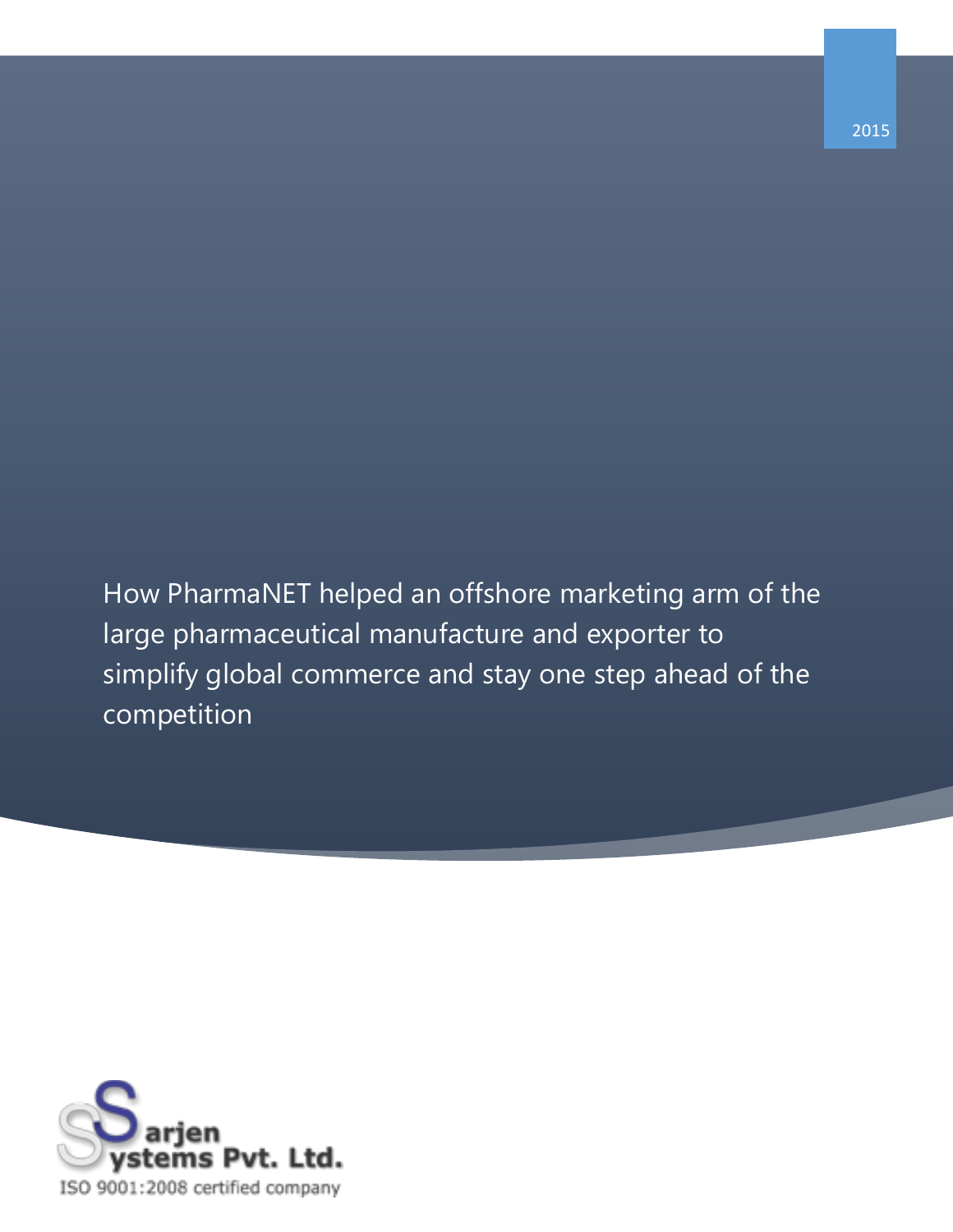2015

# How PharmaNET helped an offshore marketing arm of the large pharmaceutical manufacture and exporter to simplify global commerce and stay one step ahead of the competition

Sarjen Systems Pvt. Ltd.

ISO 9001:2008 certified company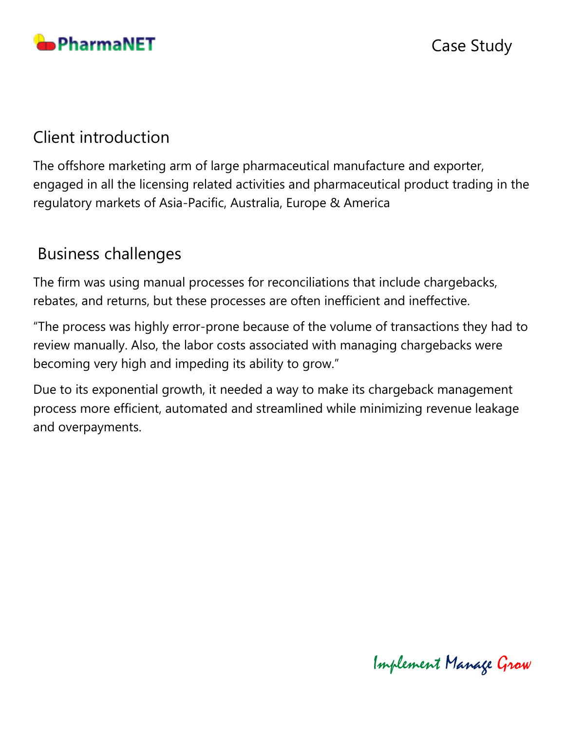## Client introduction

The offshore marketing arm of large pharmaceutical manufacture and exporter, engaged in all the licensing related activities and pharmaceutical product trading in the regulatory markets of Asia-Pacific, Australia, Europe & America

## Business challenges

The firm was using manual processes for reconciliations that include chargebacks, rebates, and returns, but these processes are often inefficient and ineffective.

"The process was highly error-prone because of the volume of transactions they had to review manually. Also, the labor costs associated with managing chargebacks were becoming very high and impeding its ability to grow."

Due to its exponential growth, it needed a way to make its chargeback management process more efficient, automated and streamlined while minimizing revenue leakage and overpayments.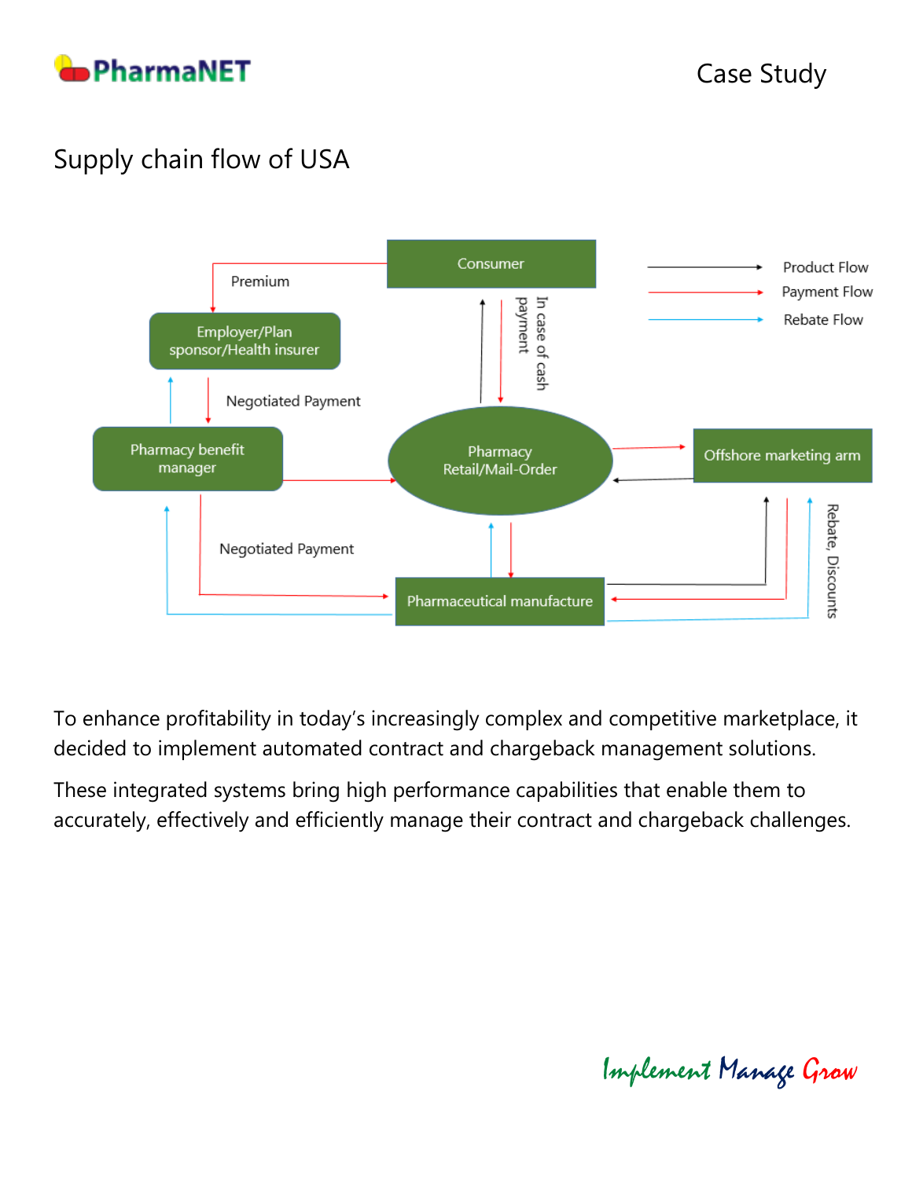## Supply chain flow of USA

Consumer

Premium

Employer/Plan sponsor/Health insurer

Negotiated Payment

Pharmacy benefit manager

In case of cash payment

Pharmacy Retail/Mail-Order

Offshore marketing arm

Negotiated Payment

Pharmaceutical manufacture

Rebate, Discounts

Product Flow

Payment Flow

Rebate Flow

To enhance profitability in today's increasingly complex and competitive marketplace, it decided to implement automated contract and chargeback management solutions.

These integrated systems bring high performance capabilities that enable them to accurately, effectively and efficiently manage their contract and chargeback challenges.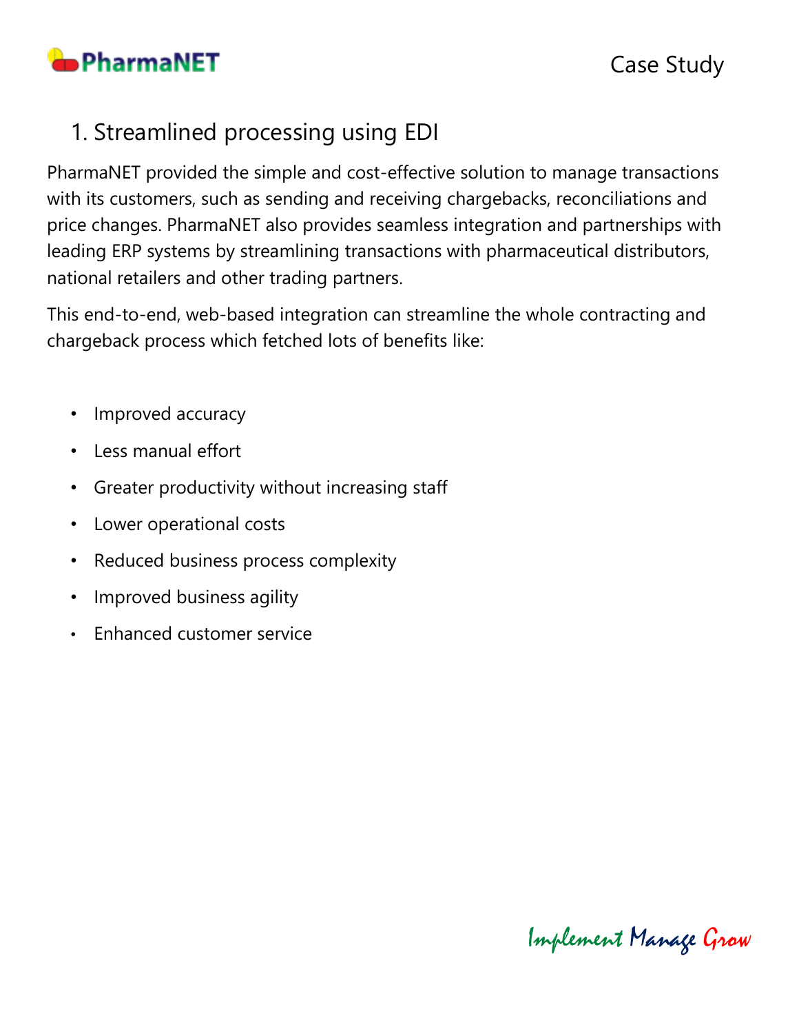## 1. Streamlined processing using EDI

PharmaNET provided the simple and cost-effective solution to manage transactions with its customers, such as sending and receiving chargebacks, reconciliations and price changes. PharmaNET also provides seamless integration and partnerships with leading ERP systems by streamlining transactions with pharmaceutical distributors, national retailers and other trading partners.

This end-to-end, web-based integration can streamline the whole contracting and chargeback process which fetched lots of benefits like:

- Improved accuracy
- Less manual effort
- Greater productivity without increasing staff
- Lower operational costs
- Reduced business process complexity
- Improved business agility
- Enhanced customer service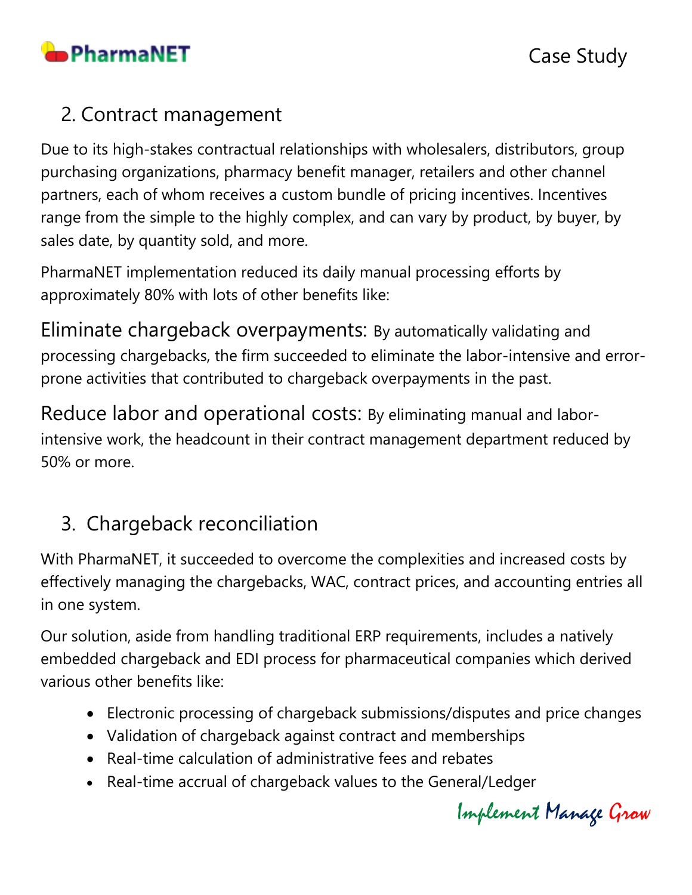## 2. Contract management

Due to its high-stakes contractual relationships with wholesalers, distributors, group purchasing organizations, pharmacy benefit manager, retailers and other channel partners, each of whom receives a custom bundle of pricing incentives. Incentives range from the simple to the highly complex, and can vary by product, by buyer, by sales date, by quantity sold, and more.

PharmaNET implementation reduced its daily manual processing efforts by approximately 80% with lots of other benefits like:

**Eliminate chargeback overpayments:** By automatically validating and processing chargebacks, the firm succeeded to eliminate the labor-intensive and error-prone activities that contributed to chargeback overpayments in the past.

**Reduce labor and operational costs:** By eliminating manual and labor-intensive work, the headcount in their contract management department reduced by 50% or more.

## 3. Chargeback reconciliation

With PharmaNET, it succeeded to overcome the complexities and increased costs by effectively managing the chargebacks, WAC, contract prices, and accounting entries all in one system.

Our solution, aside from handling traditional ERP requirements, includes a natively embedded chargeback and EDI process for pharmaceutical companies which derived various other benefits like:

- Electronic processing of chargeback submissions/disputes and price changes
- Validation of chargeback against contract and memberships
- Real-time calculation of administrative fees and rebates
- Real-time accrual of chargeback values to the General/Ledger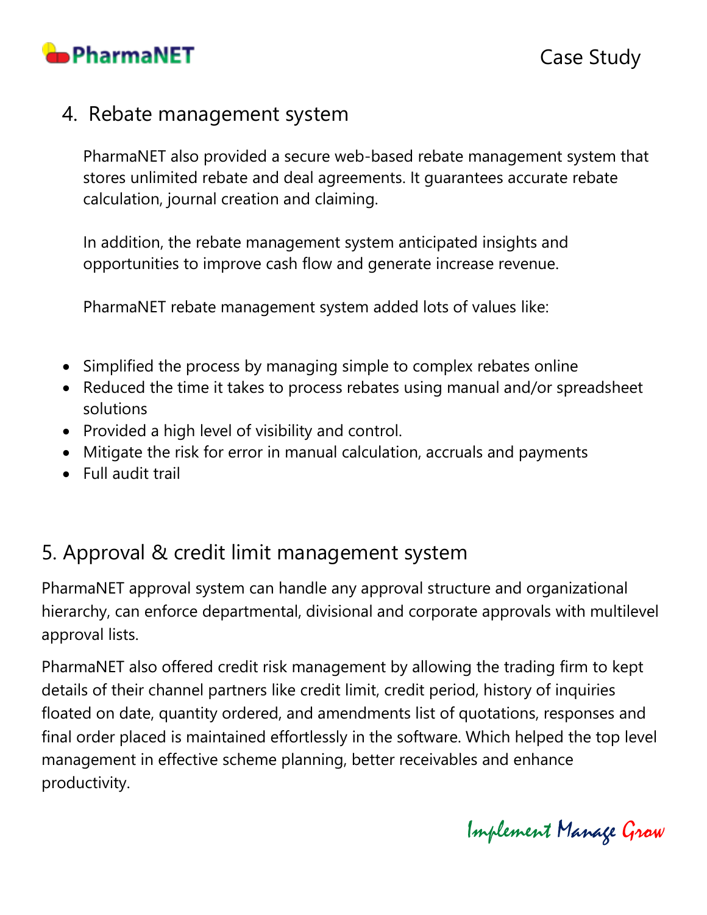## 4. Rebate management system

PharmaNET also provided a secure web-based rebate management system that stores unlimited rebate and deal agreements. It guarantees accurate rebate calculation, journal creation and claiming.

In addition, the rebate management system anticipated insights and opportunities to improve cash flow and generate increase revenue.

PharmaNET rebate management system added lots of values like:

- Simplified the process by managing simple to complex rebates online
- Reduced the time it takes to process rebates using manual and/or spreadsheet solutions
- Provided a high level of visibility and control.
- Mitigate the risk for error in manual calculation, accruals and payments
- Full audit trail

## 5. Approval & credit limit management system

PharmaNET approval system can handle any approval structure and organizational hierarchy, can enforce departmental, divisional and corporate approvals with multilevel approval lists.

PharmaNET also offered credit risk management by allowing the trading firm to kept details of their channel partners like credit limit, credit period, history of inquiries floated on date, quantity ordered, and amendments list of quotations, responses and final order placed is maintained effortlessly in the software. Which helped the top level management in effective scheme planning, better receivables and enhance productivity.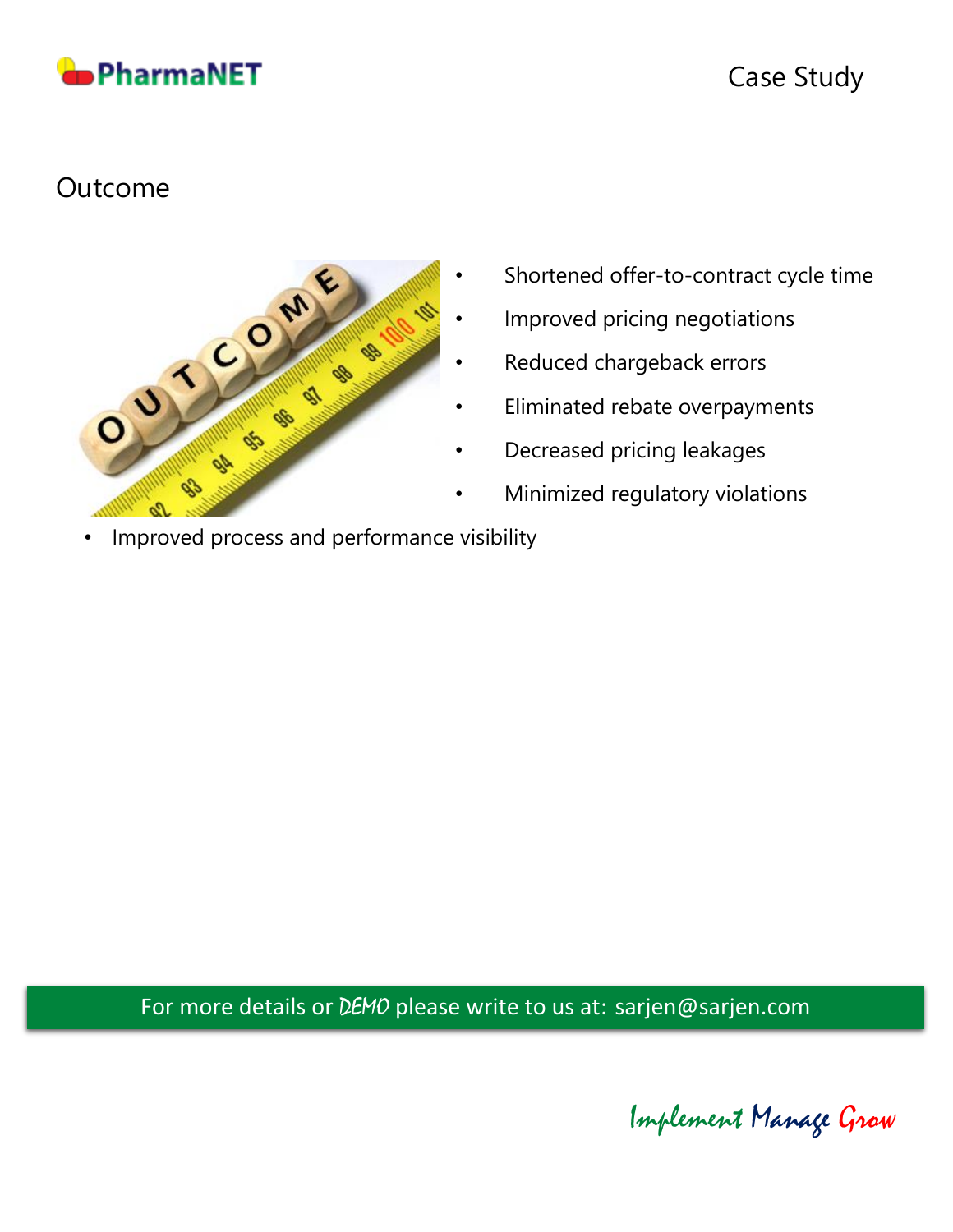## Outcome

- Shortened offer-to-contract cycle time
- Improved pricing negotiations
- Reduced chargeback errors
- Eliminated rebate overpayments
- Decreased pricing leakages
- Minimized regulatory violations
- Improved process and performance visibility

For more details or DEMO please write to us at: sarjen@sarjen.com

Implement Manage Grow